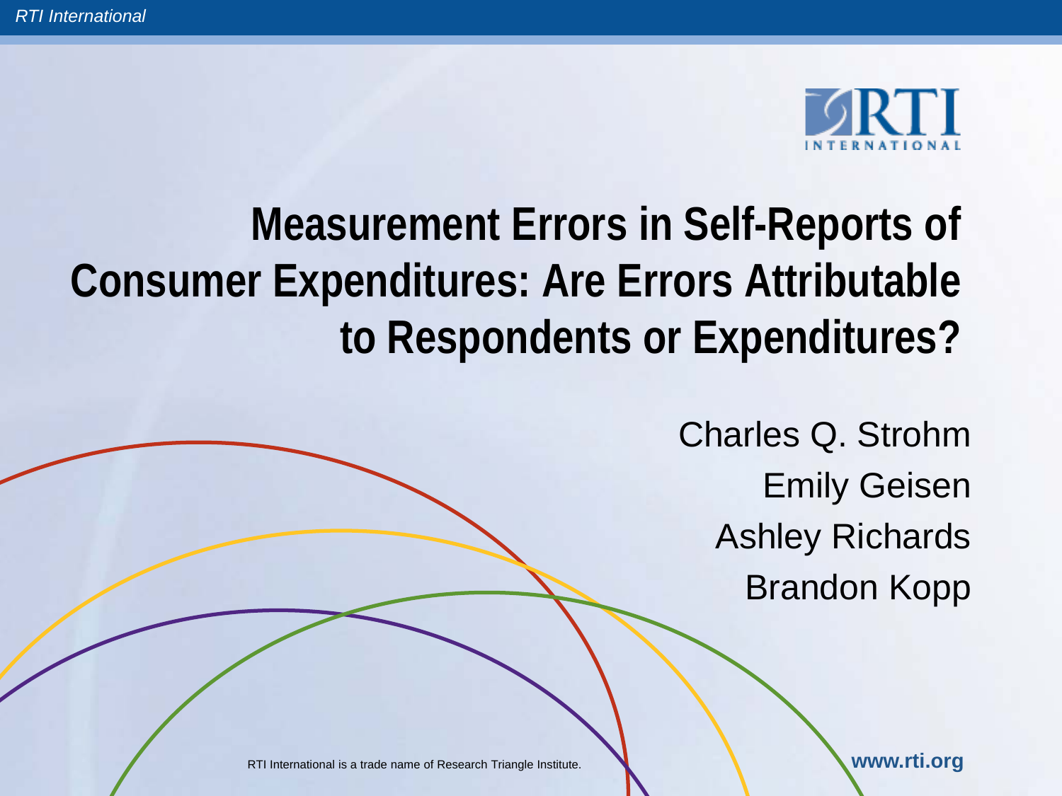# Measurement Errors in Self-Reports of Consumer Expenditures: Are Errors Attributable to Respondents or Expenditures?

Charles Q. Strohm

Emily Geisen

Ashley Richards

Brandon Kopp

RTI International is a trade name of Research Triangle Institute.

**www.rti.org**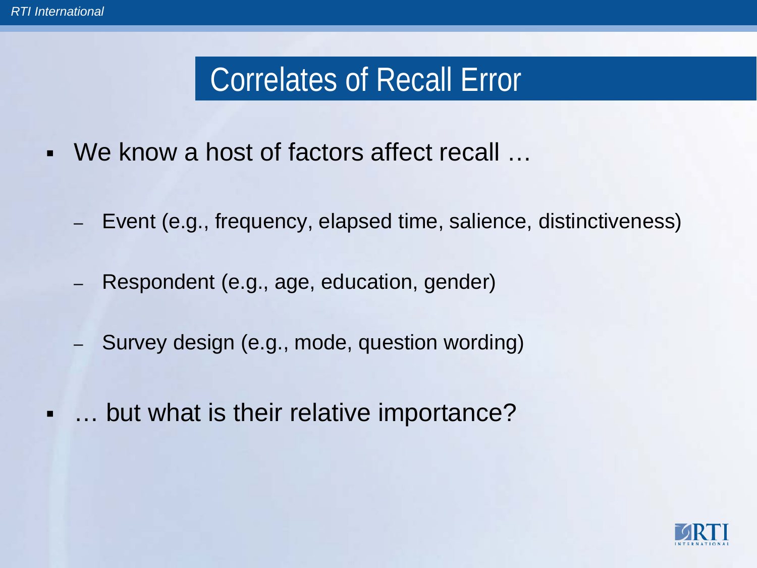# Correlates of Recall Error

- We know a host of factors affect recall …
  - Event (e.g., frequency, elapsed time, salience, distinctiveness)
  - Respondent (e.g., age, education, gender)
  - Survey design (e.g., mode, question wording)
- … but what is their relative importance?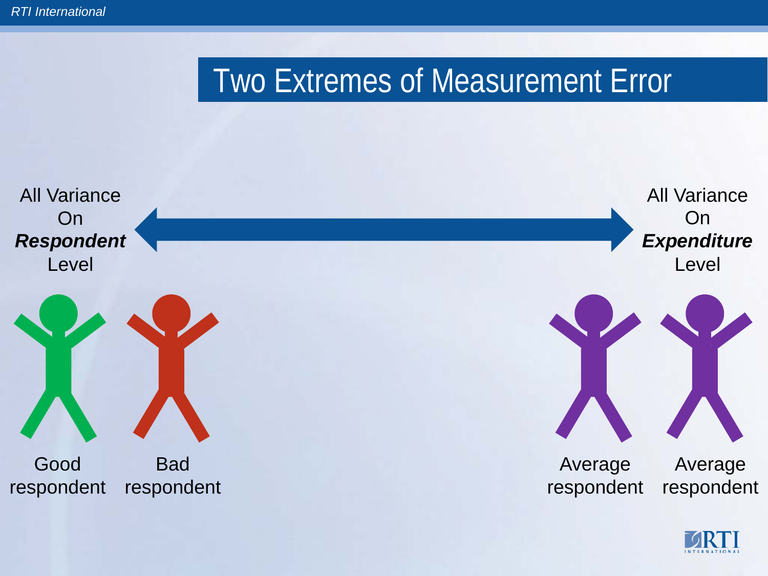# Two Extremes of Measurement Error

All Variance On ***Respondent*** Level

All Variance On ***Expenditure*** Level

Good respondent

Bad respondent

Average respondent

Average respondent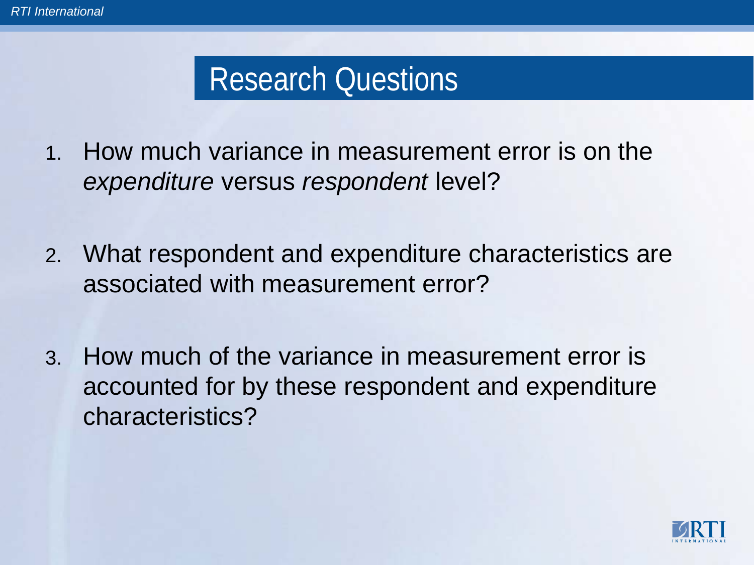# Research Questions

1. How much variance in measurement error is on the *expenditure* versus *respondent* level?

2. What respondent and expenditure characteristics are associated with measurement error?

3. How much of the variance in measurement error is accounted for by these respondent and expenditure characteristics?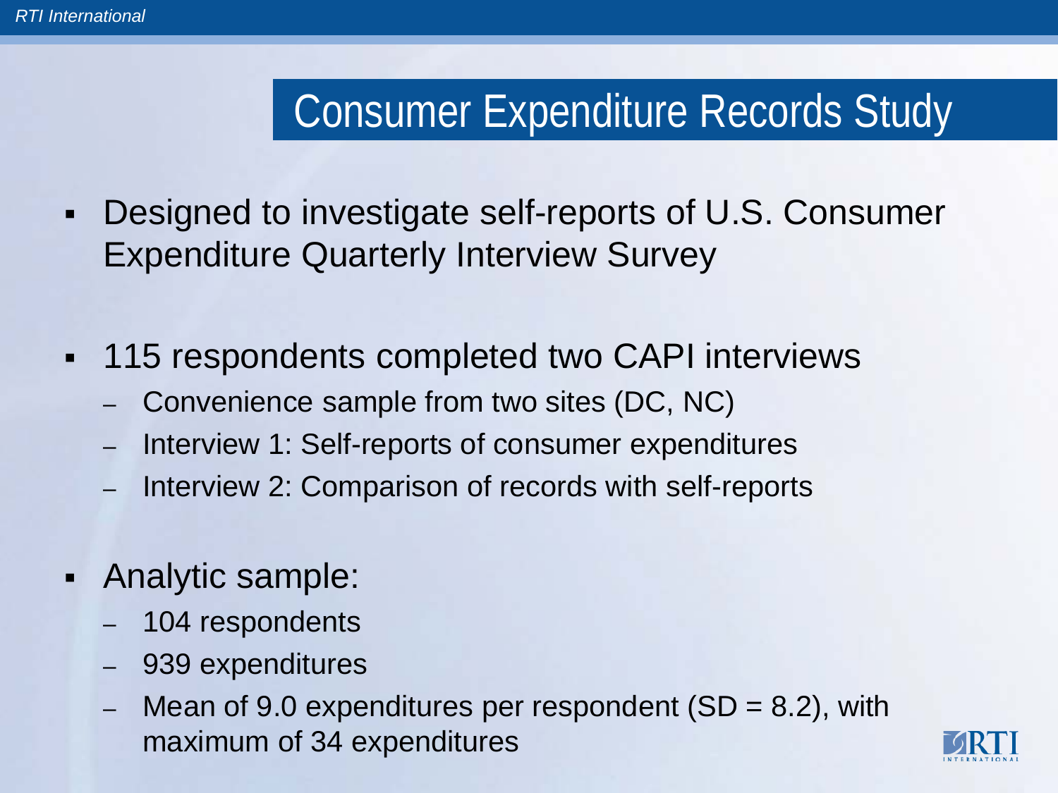# Consumer Expenditure Records Study

- Designed to investigate self-reports of U.S. Consumer Expenditure Quarterly Interview Survey

- 115 respondents completed two CAPI interviews
  - Convenience sample from two sites (DC, NC)
  - Interview 1: Self-reports of consumer expenditures
  - Interview 2: Comparison of records with self-reports

- Analytic sample:
  - 104 respondents
  - 939 expenditures
  - Mean of 9.0 expenditures per respondent (SD = 8.2), with maximum of 34 expenditures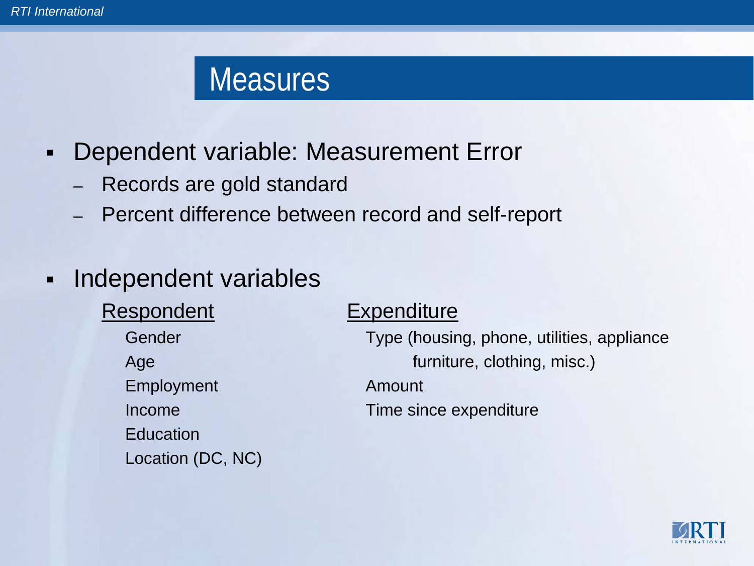# Measures

- Dependent variable: Measurement Error
  - Records are gold standard
  - Percent difference between record and self-report

- Independent variables

<u>Respondent</u>

Gender
Age
Employment
Income
Education
Location (DC, NC)

<u>Expenditure</u>

Type (housing, phone, utilities, appliance furniture, clothing, misc.)
Amount
Time since expenditure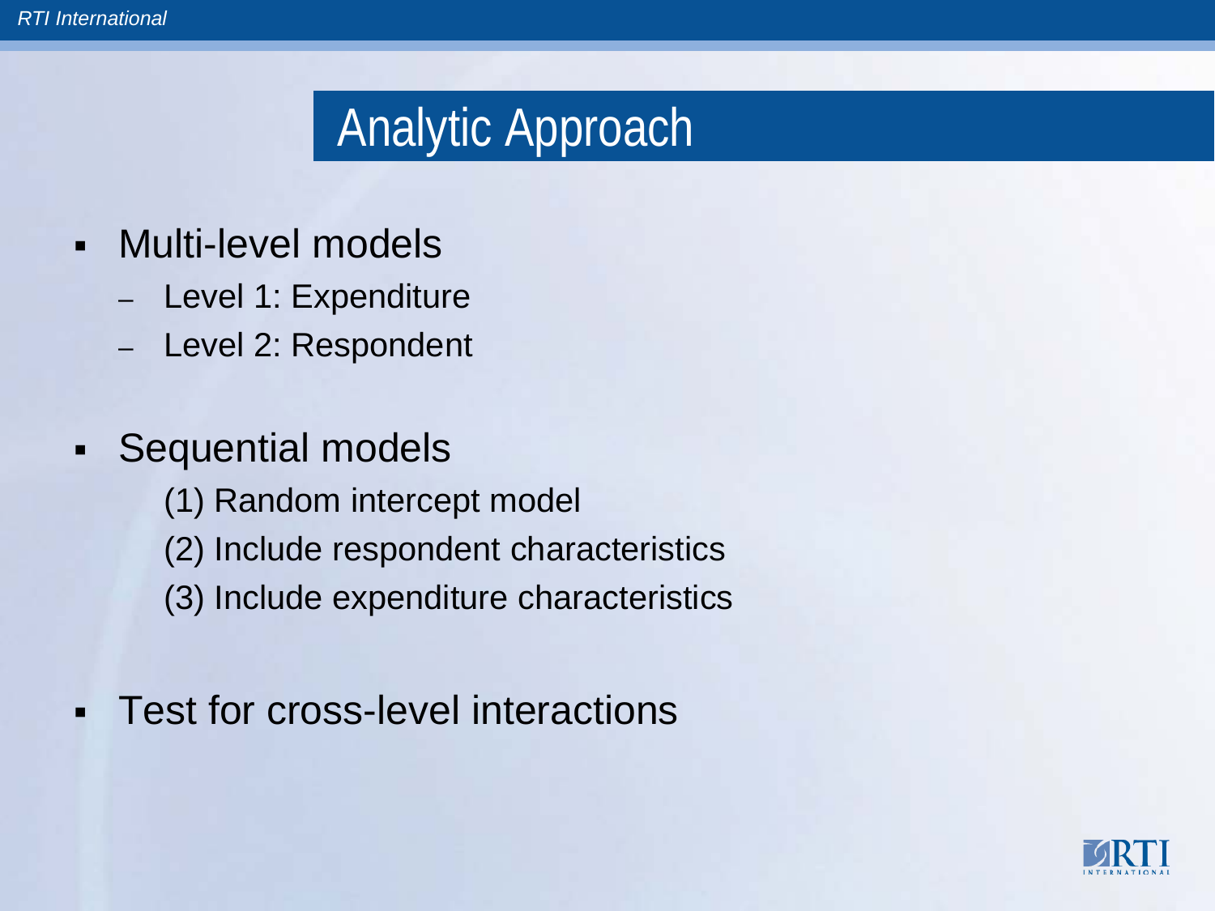# Analytic Approach

- Multi-level models
  - Level 1: Expenditure
  - Level 2: Respondent

- Sequential models
  - (1) Random intercept model
  - (2) Include respondent characteristics
  - (3) Include expenditure characteristics

- Test for cross-level interactions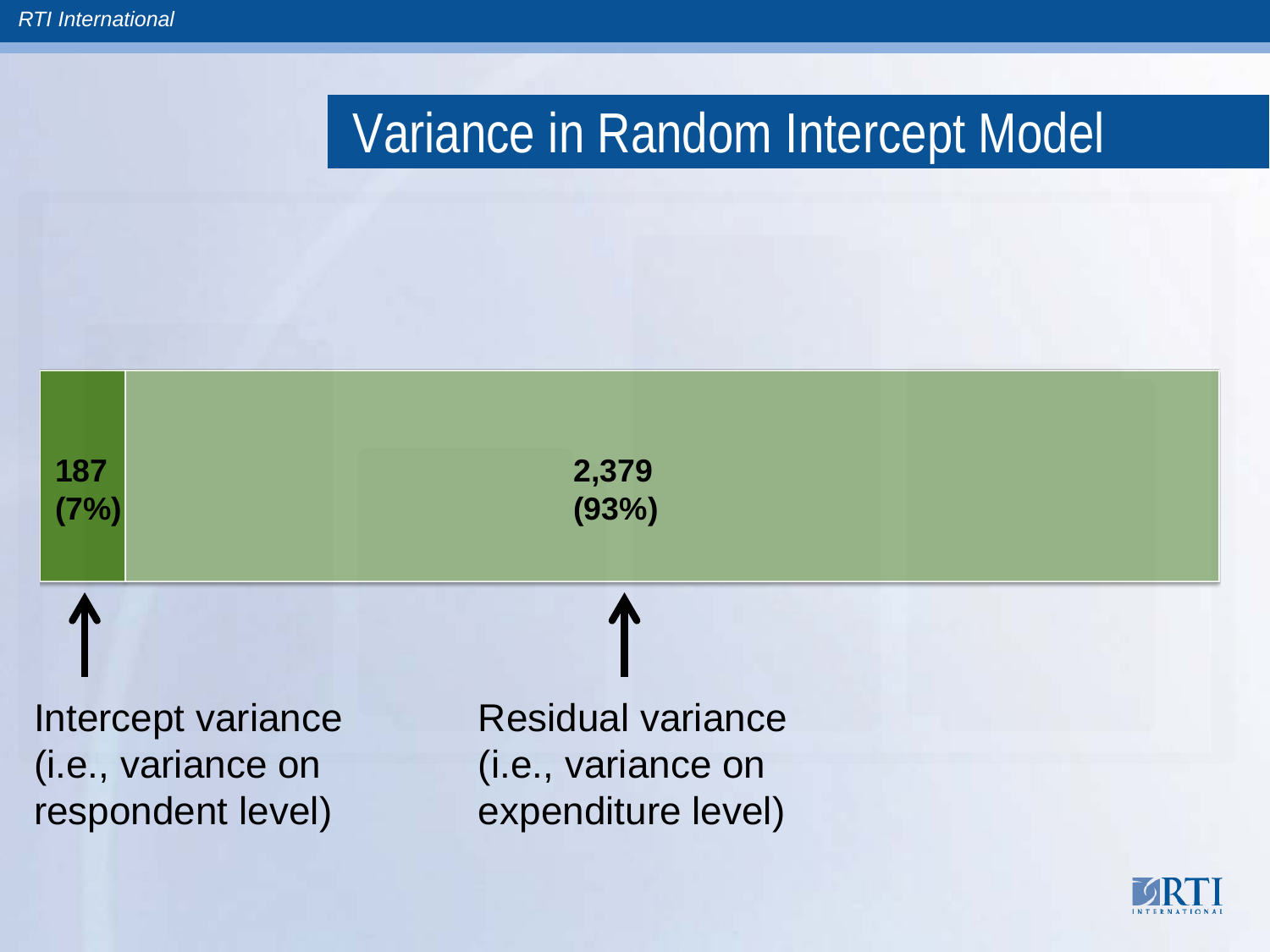# Variance in Random Intercept Model

**187**
**(7%)**

**2,379**
**(93%)**

Intercept variance (i.e., variance on respondent level)

Residual variance (i.e., variance on expenditure level)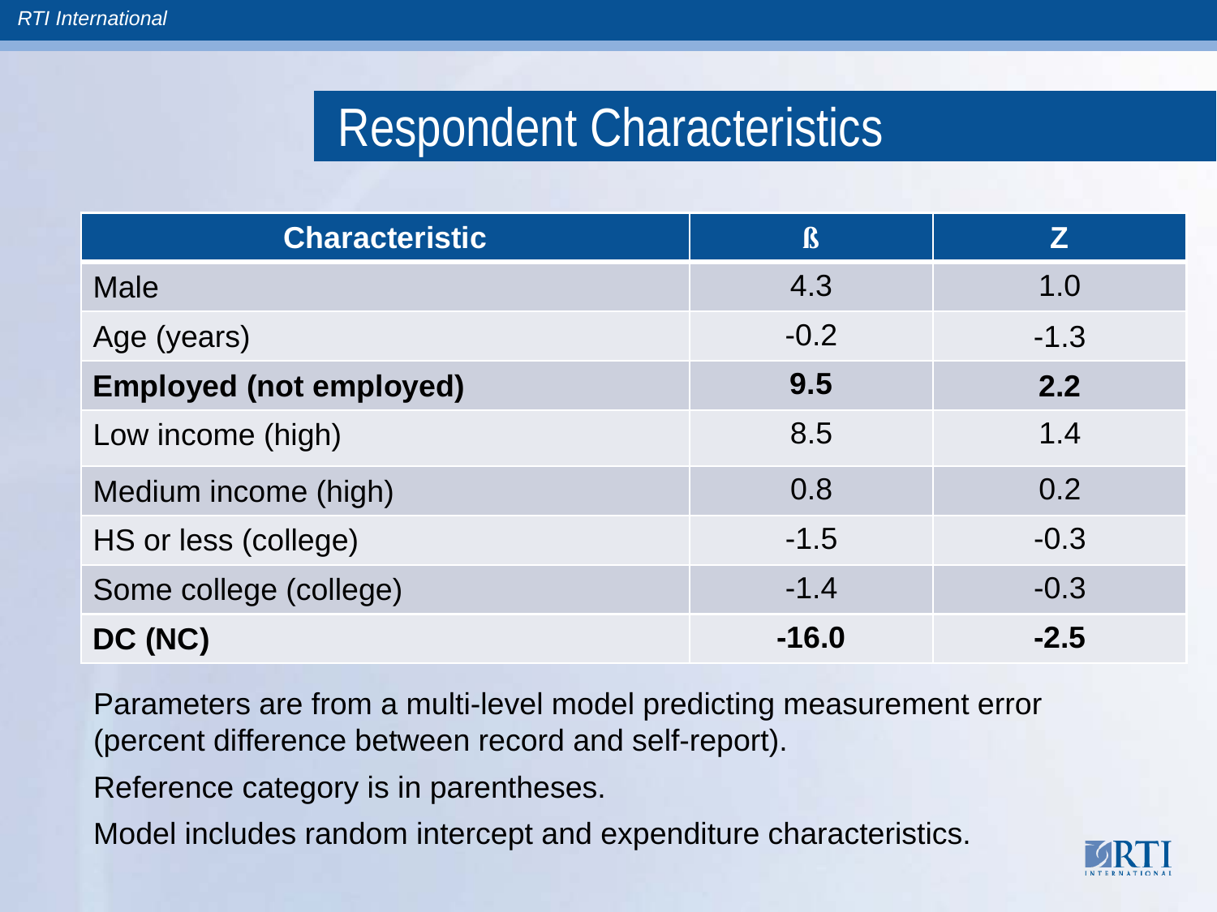# Respondent Characteristics

| Characteristic | ß | Z |
|---|---|---|
| Male | 4.3 | 1.0 |
| Age (years) | -0.2 | -1.3 |
| **Employed (not employed)** | **9.5** | **2.2** |
| Low income (high) | 8.5 | 1.4 |
| Medium income (high) | 0.8 | 0.2 |
| HS or less (college) | -1.5 | -0.3 |
| Some college (college) | -1.4 | -0.3 |
| **DC (NC)** | **-16.0** | **-2.5** |

Parameters are from a multi-level model predicting measurement error (percent difference between record and self-report).

Reference category is in parentheses.

Model includes random intercept and expenditure characteristics.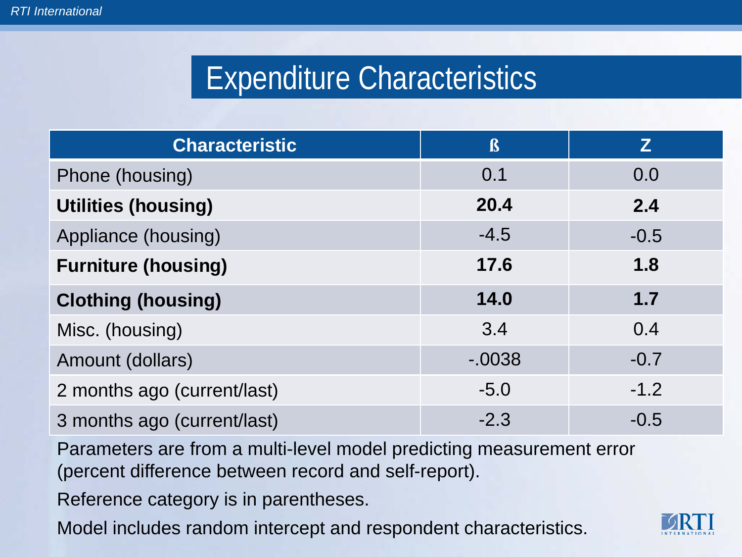# Expenditure Characteristics

| Characteristic | ß | Z |
| --- | --- | --- |
| Phone (housing) | 0.1 | 0.0 |
| **Utilities (housing)** | **20.4** | **2.4** |
| Appliance (housing) | -4.5 | -0.5 |
| **Furniture (housing)** | **17.6** | **1.8** |
| **Clothing (housing)** | **14.0** | **1.7** |
| Misc. (housing) | 3.4 | 0.4 |
| Amount (dollars) | -.0038 | -0.7 |
| 2 months ago (current/last) | -5.0 | -1.2 |
| 3 months ago (current/last) | -2.3 | -0.5 |

Parameters are from a multi-level model predicting measurement error (percent difference between record and self-report).

Reference category is in parentheses.

Model includes random intercept and respondent characteristics.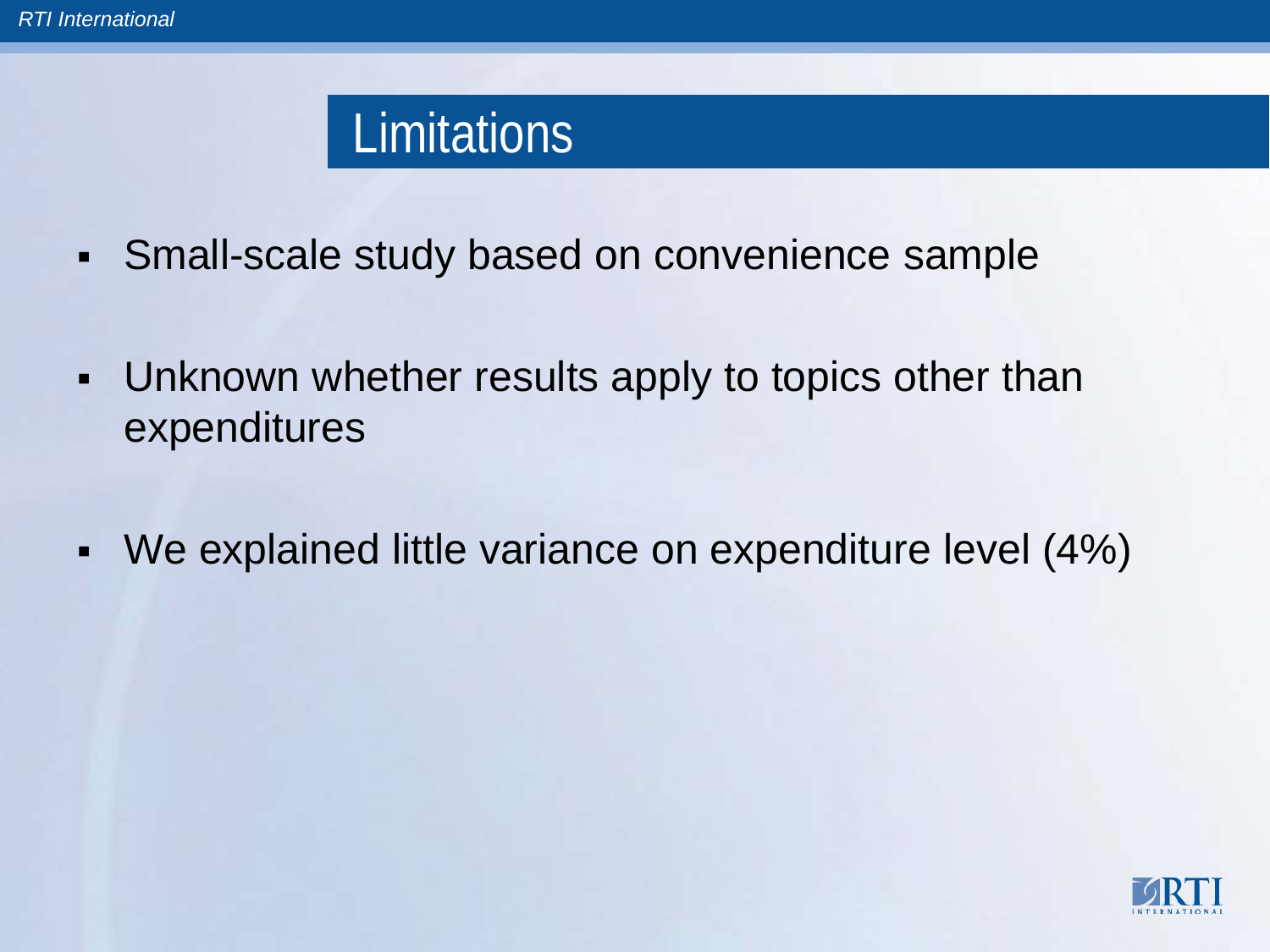# Limitations

- Small-scale study based on convenience sample
- Unknown whether results apply to topics other than expenditures
- We explained little variance on expenditure level (4%)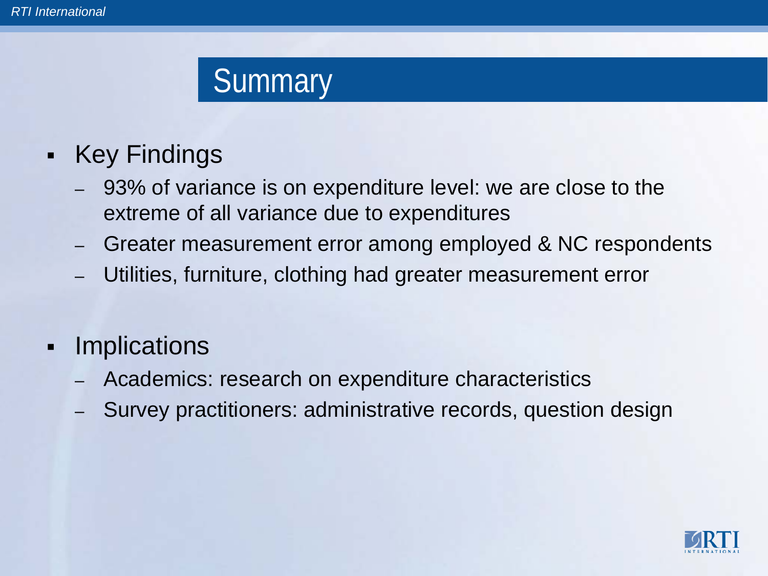# Summary

- Key Findings
  - 93% of variance is on expenditure level: we are close to the extreme of all variance due to expenditures
  - Greater measurement error among employed & NC respondents
  - Utilities, furniture, clothing had greater measurement error
- Implications
  - Academics: research on expenditure characteristics
  - Survey practitioners: administrative records, question design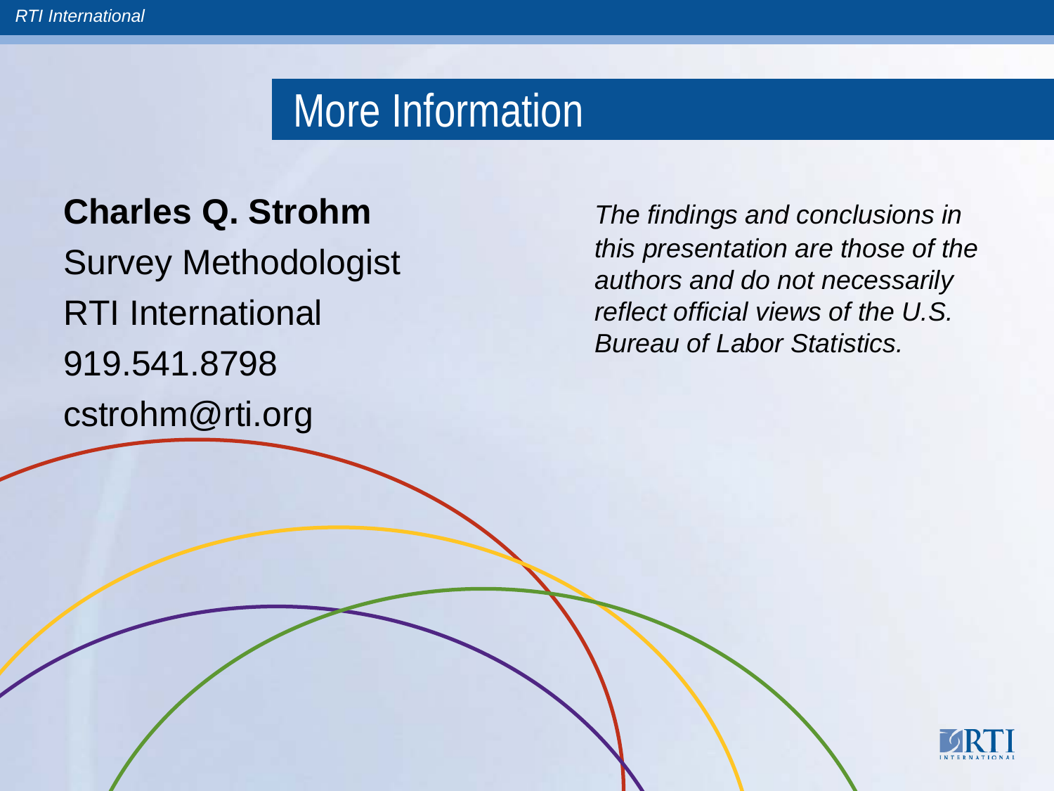# More Information

**Charles Q. Strohm**

Survey Methodologist

RTI International

919.541.8798

cstrohm@rti.org

*The findings and conclusions in this presentation are those of the authors and do not necessarily reflect official views of the U.S. Bureau of Labor Statistics.*